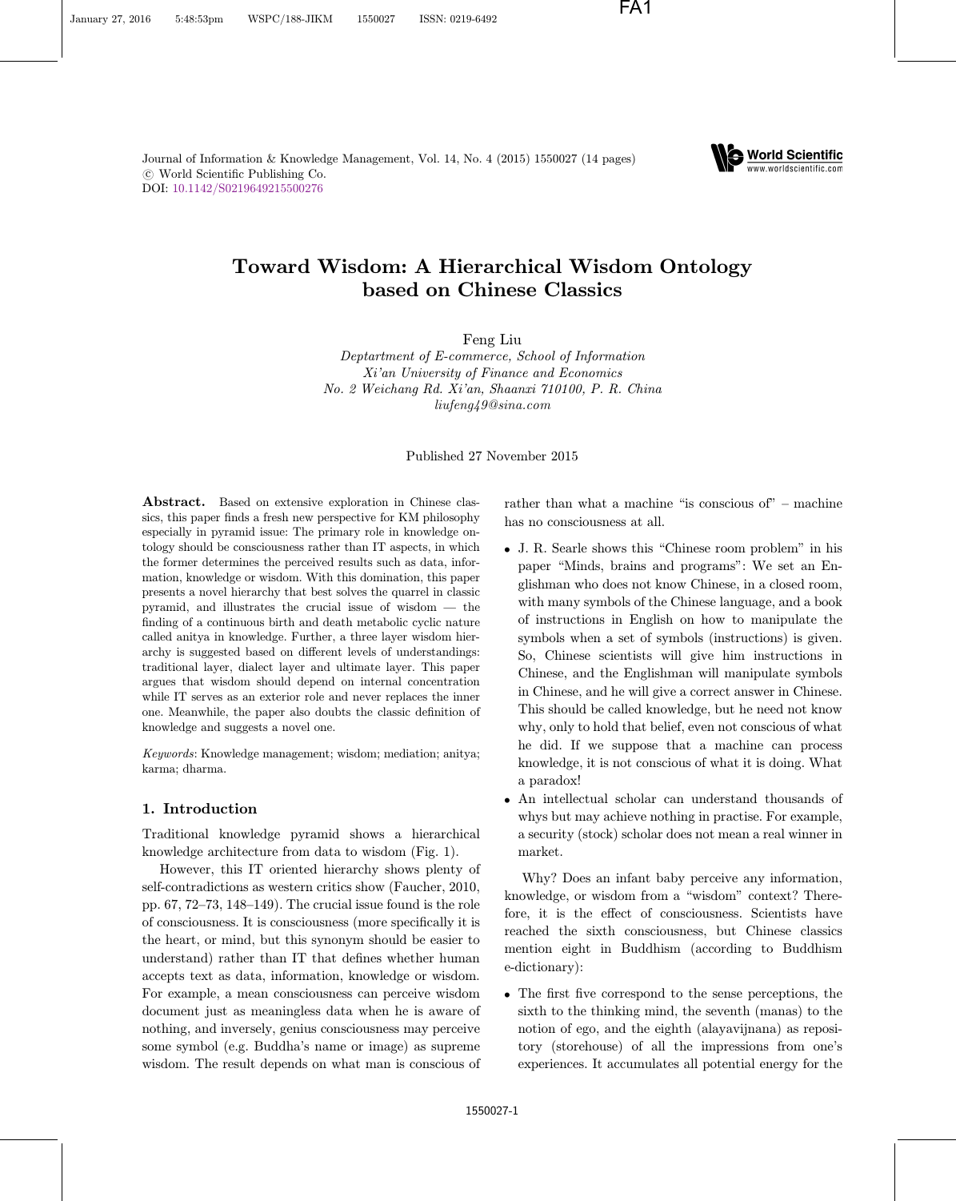Journal of Information & Knowledge Management, Vol. 14, No. 4 (2015) 1550027 (14 pages)
© World Scientific Publishing Co.
DOI: 10.1142/S0219649215500276

# Toward Wisdom: A Hierarchical Wisdom Ontology based on Chinese Classics

Feng Liu

*Deptartment of E-commerce, School of Information*
*Xi'an University of Finance and Economics*
*No. 2 Weichang Rd. Xi'an, Shaanxi 710100, P. R. China*
*liufeng49@sina.com*

Published 27 November 2015

**Abstract.** Based on extensive exploration in Chinese classics, this paper finds a fresh new perspective for KM philosophy especially in pyramid issue: The primary role in knowledge ontology should be consciousness rather than IT aspects, in which the former determines the perceived results such as data, information, knowledge or wisdom. With this domination, this paper presents a novel hierarchy that best solves the quarrel in classic pyramid, and illustrates the crucial issue of wisdom — the finding of a continuous birth and death metabolic cyclic nature called anitya in knowledge. Further, a three layer wisdom hierarchy is suggested based on different levels of understandings: traditional layer, dialect layer and ultimate layer. This paper argues that wisdom should depend on internal concentration while IT serves as an exterior role and never replaces the inner one. Meanwhile, the paper also doubts the classic definition of knowledge and suggests a novel one.

*Keywords*: Knowledge management; wisdom; mediation; anitya; karma; dharma.

## 1. Introduction

Traditional knowledge pyramid shows a hierarchical knowledge architecture from data to wisdom (Fig. 1).

However, this IT oriented hierarchy shows plenty of self-contradictions as western critics show (Faucher, 2010, pp. 67, 72–73, 148–149). The crucial issue found is the role of consciousness. It is consciousness (more specifically it is the heart, or mind, but this synonym should be easier to understand) rather than IT that defines whether human accepts text as data, information, knowledge or wisdom. For example, a mean consciousness can perceive wisdom document just as meaningless data when he is aware of nothing, and inversely, genius consciousness may perceive some symbol (e.g. Buddha's name or image) as supreme wisdom. The result depends on what man is conscious of rather than what a machine "is conscious of" – machine has no consciousness at all.

- J. R. Searle shows this "Chinese room problem" in his paper "Minds, brains and programs": We set an Englishman who does not know Chinese, in a closed room, with many symbols of the Chinese language, and a book of instructions in English on how to manipulate the symbols when a set of symbols (instructions) is given. So, Chinese scientists will give him instructions in Chinese, and the Englishman will manipulate symbols in Chinese, and he will give a correct answer in Chinese. This should be called knowledge, but he need not know why, only to hold that belief, even not conscious of what he did. If we suppose that a machine can process knowledge, it is not conscious of what it is doing. What a paradox!
- An intellectual scholar can understand thousands of whys but may achieve nothing in practise. For example, a security (stock) scholar does not mean a real winner in market.

Why? Does an infant baby perceive any information, knowledge, or wisdom from a "wisdom" context? Therefore, it is the effect of consciousness. Scientists have reached the sixth consciousness, but Chinese classics mention eight in Buddhism (according to Buddhism e-dictionary):

- The first five correspond to the sense perceptions, the sixth to the thinking mind, the seventh (manas) to the notion of ego, and the eighth (alayavijnana) as repository (storehouse) of all the impressions from one's experiences. It accumulates all potential energy for the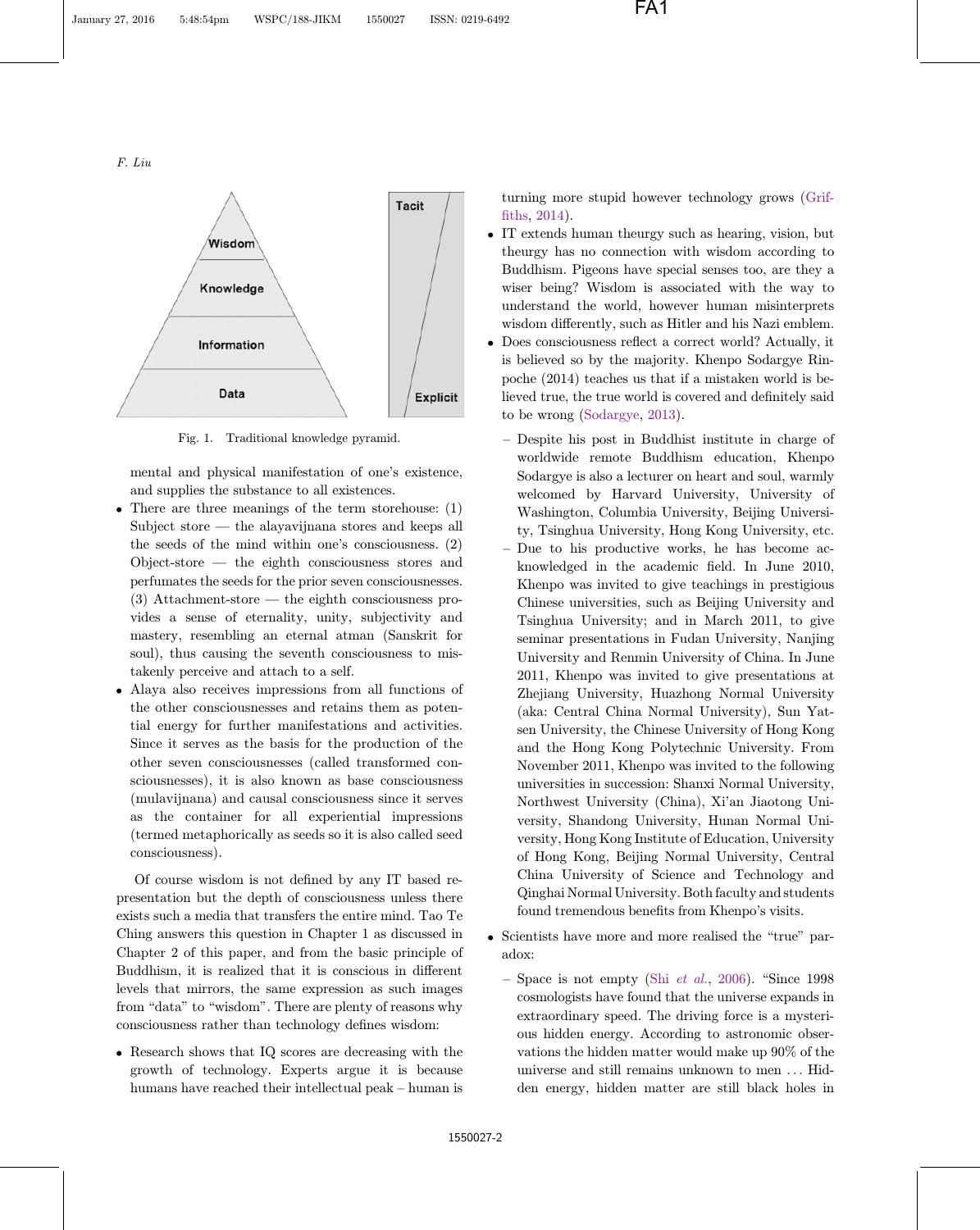Fig. 1. Traditional knowledge pyramid.

mental and physical manifestation of one's existence, and supplies the substance to all existences.

- There are three meanings of the term storehouse: (1) Subject store — the alayavijnana stores and keeps all the seeds of the mind within one's consciousness. (2) Object-store — the eighth consciousness stores and perfumates the seeds for the prior seven consciousnesses. (3) Attachment-store — the eighth consciousness provides a sense of eternality, unity, subjectivity and mastery, resembling an eternal atman (Sanskrit for soul), thus causing the seventh consciousness to mistakenly perceive and attach to a self.
- Alaya also receives impressions from all functions of the other consciousnesses and retains them as potential energy for further manifestations and activities. Since it serves as the basis for the production of the other seven consciousnesses (called transformed consciousnesses), it is also known as base consciousness (mulavijnana) and causal consciousness since it serves as the container for all experiential impressions (termed metaphorically as seeds so it is also called seed consciousness).

Of course wisdom is not defined by any IT based representation but the depth of consciousness unless there exists such a media that transfers the entire mind. Tao Te Ching answers this question in Chapter 1 as discussed in Chapter 2 of this paper, and from the basic principle of Buddhism, it is realized that it is conscious in different levels that mirrors, the same expression as such images from "data" to "wisdom". There are plenty of reasons why consciousness rather than technology defines wisdom:

- Research shows that IQ scores are decreasing with the growth of technology. Experts argue it is because humans have reached their intellectual peak – human is turning more stupid however technology grows (Griffiths, 2014).
- IT extends human theurgy such as hearing, vision, but theurgy has no connection with wisdom according to Buddhism. Pigeons have special senses too, are they a wiser being? Wisdom is associated with the way to understand the world, however human misinterprets wisdom differently, such as Hitler and his Nazi emblem.
- Does consciousness reflect a correct world? Actually, it is believed so by the majority. Khenpo Sodargye Rinpoche (2014) teaches us that if a mistaken world is believed true, the true world is covered and definitely said to be wrong (Sodargye, 2013).
  - Despite his post in Buddhist institute in charge of worldwide remote Buddhism education, Khenpo Sodargye is also a lecturer on heart and soul, warmly welcomed by Harvard University, University of Washington, Columbia University, Beijing University, Tsinghua University, Hong Kong University, etc.
  - Due to his productive works, he has become acknowledged in the academic field. In June 2010, Khenpo was invited to give teachings in prestigious Chinese universities, such as Beijing University and Tsinghua University; and in March 2011, to give seminar presentations in Fudan University, Nanjing University and Renmin University of China. In June 2011, Khenpo was invited to give presentations at Zhejiang University, Huazhong Normal University (aka: Central China Normal University), Sun Yat-sen University, the Chinese University of Hong Kong and the Hong Kong Polytechnic University. From November 2011, Khenpo was invited to the following universities in succession: Shanxi Normal University, Northwest University (China), Xi'an Jiaotong University, Shandong University, Hunan Normal University, Hong Kong Institute of Education, University of Hong Kong, Beijing Normal University, Central China University of Science and Technology and Qinghai Normal University. Both faculty and students found tremendous benefits from Khenpo's visits.
- Scientists have more and more realised the "true" paradox:
  - Space is not empty (Shi *et al.*, 2006). "Since 1998 cosmologists have found that the universe expands in extraordinary speed. The driving force is a mysterious hidden energy. According to astronomic observations the hidden matter would make up 90% of the universe and still remains unknown to men ... Hidden energy, hidden matter are still black holes in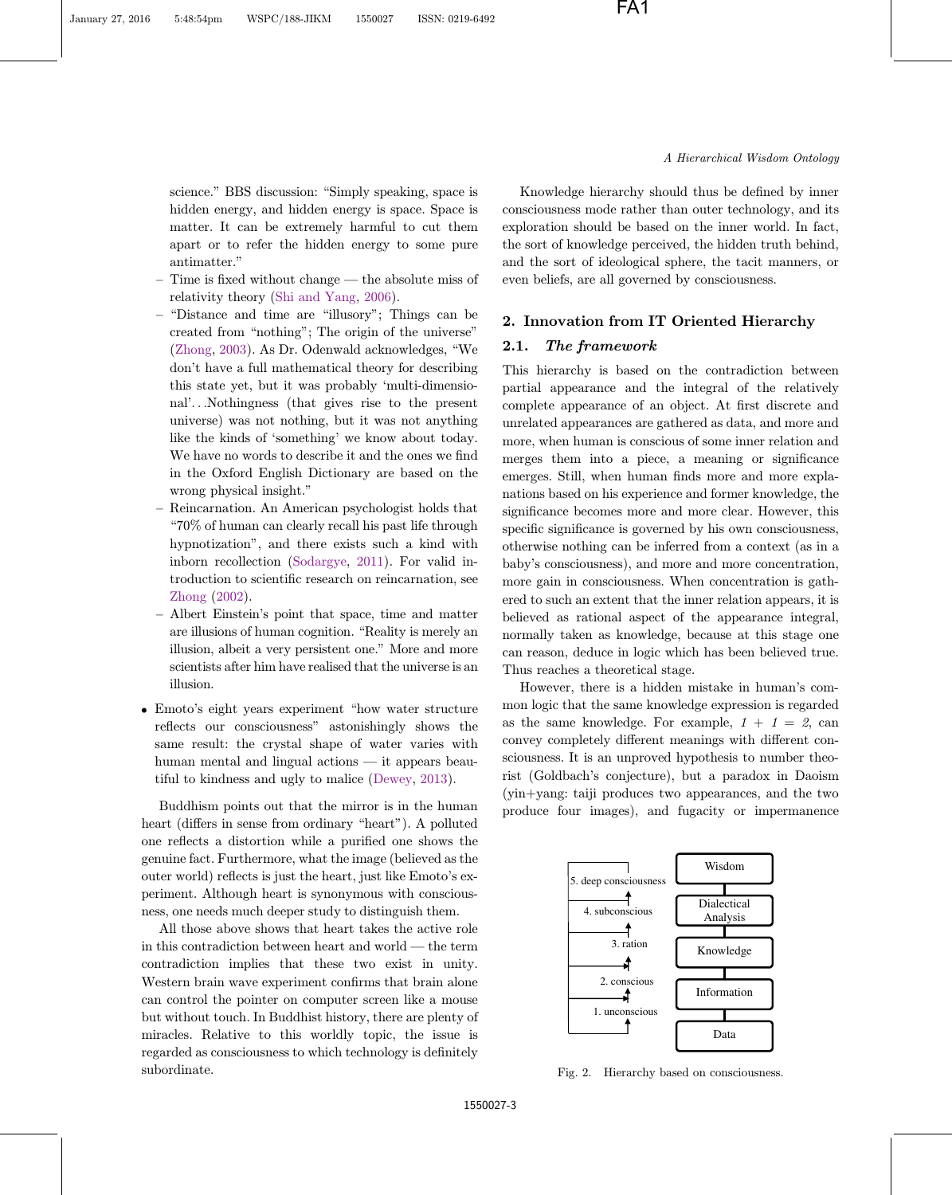science." BBS discussion: "Simply speaking, space is hidden energy, and hidden energy is space. Space is matter. It can be extremely harmful to cut them apart or to refer the hidden energy to some pure antimatter."

  - Time is fixed without change — the absolute miss of relativity theory (Shi and Yang, 2006).
  - "Distance and time are "illusory"; Things can be created from "nothing"; The origin of the universe" (Zhong, 2003). As Dr. Odenwald acknowledges, "We don't have a full mathematical theory for describing this state yet, but it was probably 'multi-dimensional'...Nothingness (that gives rise to the present universe) was not nothing, but it was not anything like the kinds of 'something' we know about today. We have no words to describe it and the ones we find in the Oxford English Dictionary are based on the wrong physical insight."
  - Reincarnation. An American psychologist holds that "70% of human can clearly recall his past life through hypnotization", and there exists such a kind with inborn recollection (Sodargye, 2011). For valid introduction to scientific research on reincarnation, see Zhong (2002).
  - Albert Einstein's point that space, time and matter are illusions of human cognition. "Reality is merely an illusion, albeit a very persistent one." More and more scientists after him have realised that the universe is an illusion.

- Emoto's eight years experiment "how water structure reflects our consciousness" astonishingly shows the same result: the crystal shape of water varies with human mental and lingual actions — it appears beautiful to kindness and ugly to malice (Dewey, 2013).

Buddhism points out that the mirror is in the human heart (differs in sense from ordinary "heart"). A polluted one reflects a distortion while a purified one shows the genuine fact. Furthermore, what the image (believed as the outer world) reflects is just the heart, just like Emoto's experiment. Although heart is synonymous with consciousness, one needs much deeper study to distinguish them.

All those above shows that heart takes the active role in this contradiction between heart and world — the term contradiction implies that these two exist in unity. Western brain wave experiment confirms that brain alone can control the pointer on computer screen like a mouse but without touch. In Buddhist history, there are plenty of miracles. Relative to this worldly topic, the issue is regarded as consciousness to which technology is definitely subordinate.

Knowledge hierarchy should thus be defined by inner consciousness mode rather than outer technology, and its exploration should be based on the inner world. In fact, the sort of knowledge perceived, the hidden truth behind, and the sort of ideological sphere, the tacit manners, or even beliefs, are all governed by consciousness.

## 2. Innovation from IT Oriented Hierarchy

### 2.1. *The framework*

This hierarchy is based on the contradiction between partial appearance and the integral of the relatively complete appearance of an object. At first discrete and unrelated appearances are gathered as data, and more and more, when human is conscious of some inner relation and merges them into a piece, a meaning or significance emerges. Still, when human finds more and more explanations based on his experience and former knowledge, the significance becomes more and more clear. However, this specific significance is governed by his own consciousness, otherwise nothing can be inferred from a context (as in a baby's consciousness), and more and more concentration, more gain in consciousness. When concentration is gathered to such an extent that the inner relation appears, it is believed as rational aspect of the appearance integral, normally taken as knowledge, because at this stage one can reason, deduce in logic which has been believed true. Thus reaches a theoretical stage.

However, there is a hidden mistake in human's common logic that the same knowledge expression is regarded as the same knowledge. For example, *1 + 1 = 2*, can convey completely different meanings with different consciousness. It is an unproved hypothesis to number theorist (Goldbach's conjecture), but a paradox in Daoism (yin+yang: taiji produces two appearances, and the two produce four images), and fugacity or impermanence

| Consciousness level | Hierarchy |
| --- | --- |
| 5. deep consciousness | Wisdom |
| 4. subconscious | Dialectical Analysis |
| 3. ration | Knowledge |
| 2. conscious | Information |
| 1. unconscious | Data |

Fig. 2. Hierarchy based on consciousness.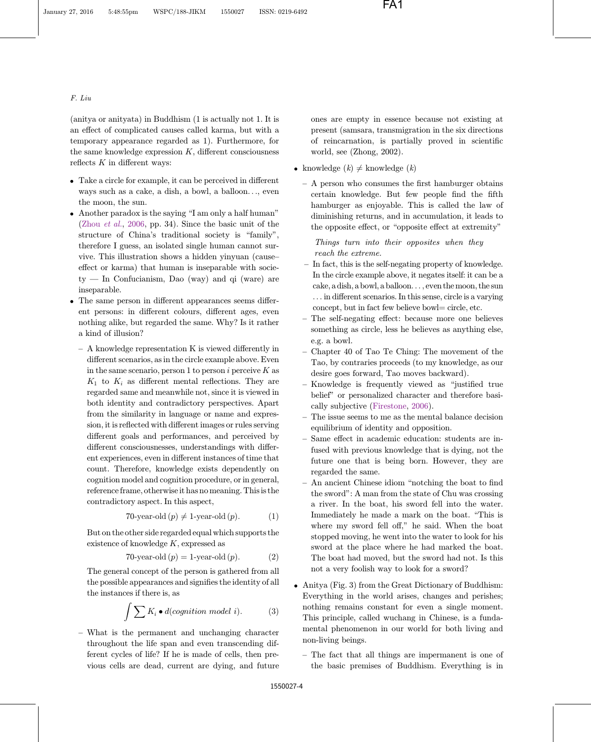(anitya or anityata) in Buddhism (1 is actually not 1. It is an effect of complicated causes called karma, but with a temporary appearance regarded as 1). Furthermore, for the same knowledge expression $K$, different consciousness reflects $K$ in different ways:

- Take a circle for example, it can be perceived in different ways such as a cake, a dish, a bowl, a balloon..., even the moon, the sun.
- Another paradox is the saying "I am only a half human" (Zhou *et al.*, 2006, pp. 34). Since the basic unit of the structure of China's traditional society is "family", therefore I guess, an isolated single human cannot survive. This illustration shows a hidden yinyuan (cause–effect or karma) that human is inseparable with society — In Confucianism, Dao (way) and qi (ware) are inseparable.
- The same person in different appearances seems different persons: in different colours, different ages, even nothing alike, but regarded the same. Why? Is it rather a kind of illusion?
  - A knowledge representation K is viewed differently in different scenarios, as in the circle example above. Even in the same scenario, person 1 to person $i$ perceive $K$ as $K_1$ to $K_i$ as different mental reflections. They are regarded same and meanwhile not, since it is viewed in both identity and contradictory perspectives. Apart from the similarity in language or name and expression, it is reflected with different images or rules serving different goals and performances, and perceived by different consciousnesses, understandings with different experiences, even in different instances of time that count. Therefore, knowledge exists dependently on cognition model and cognition procedure, or in general, reference frame, otherwise it has no meaning. This is the contradictory aspect. In this aspect,

    $$\text{70-year-old}\,(p) \neq \text{1-year-old}\,(p). \tag{1}$$

    But on the other side regarded equal which supports the existence of knowledge $K$, expressed as

    $$\text{70-year-old}\,(p) = \text{1-year-old}\,(p). \tag{2}$$

    The general concept of the person is gathered from all the possible appearances and signifies the identity of all the instances if there is, as

    $$\int \sum K_i \bullet d(\textit{cognition model } i). \tag{3}$$

  - What is the permanent and unchanging character throughout the life span and even transcending different cycles of life? If he is made of cells, then previous cells are dead, current are dying, and future ones are empty in essence because not existing at present (samsara, transmigration in the six directions of reincarnation, is partially proved in scientific world, see (Zhong, 2002).
- knowledge ($k$) $\neq$ knowledge ($k$)
  - A person who consumes the first hamburger obtains certain knowledge. But few people find the fifth hamburger as enjoyable. This is called the law of diminishing returns, and in accumulation, it leads to the opposite effect, or "opposite effect at extremity"

    *Things turn into their opposites when they reach the extreme.*
  - In fact, this is the self-negating property of knowledge. In the circle example above, it negates itself: it can be a cake, a dish, a bowl, a balloon..., even the moon, the sun ... in different scenarios. In this sense, circle is a varying concept, but in fact few believe bowl= circle, etc.
  - The self-negating effect: because more one believes something as circle, less he believes as anything else, e.g. a bowl.
  - Chapter 40 of Tao Te Ching: The movement of the Tao, by contraries proceeds (to my knowledge, as our desire goes forward, Tao moves backward).
  - Knowledge is frequently viewed as "justified true belief" or personalized character and therefore basically subjective (Firestone, 2006).
  - The issue seems to me as the mental balance decision equilibrium of identity and opposition.
  - Same effect in academic education: students are infused with previous knowledge that is dying, not the future one that is being born. However, they are regarded the same.
  - An ancient Chinese idiom "notching the boat to find the sword": A man from the state of Chu was crossing a river. In the boat, his sword fell into the water. Immediately he made a mark on the boat. "This is where my sword fell off," he said. When the boat stopped moving, he went into the water to look for his sword at the place where he had marked the boat. The boat had moved, but the sword had not. Is this not a very foolish way to look for a sword?
- Anitya (Fig. 3) from the Great Dictionary of Buddhism: Everything in the world arises, changes and perishes; nothing remains constant for even a single moment. This principle, called wuchang in Chinese, is a fundamental phenomenon in our world for both living and non-living beings.
  - The fact that all things are impermanent is one of the basic premises of Buddhism. Everything is in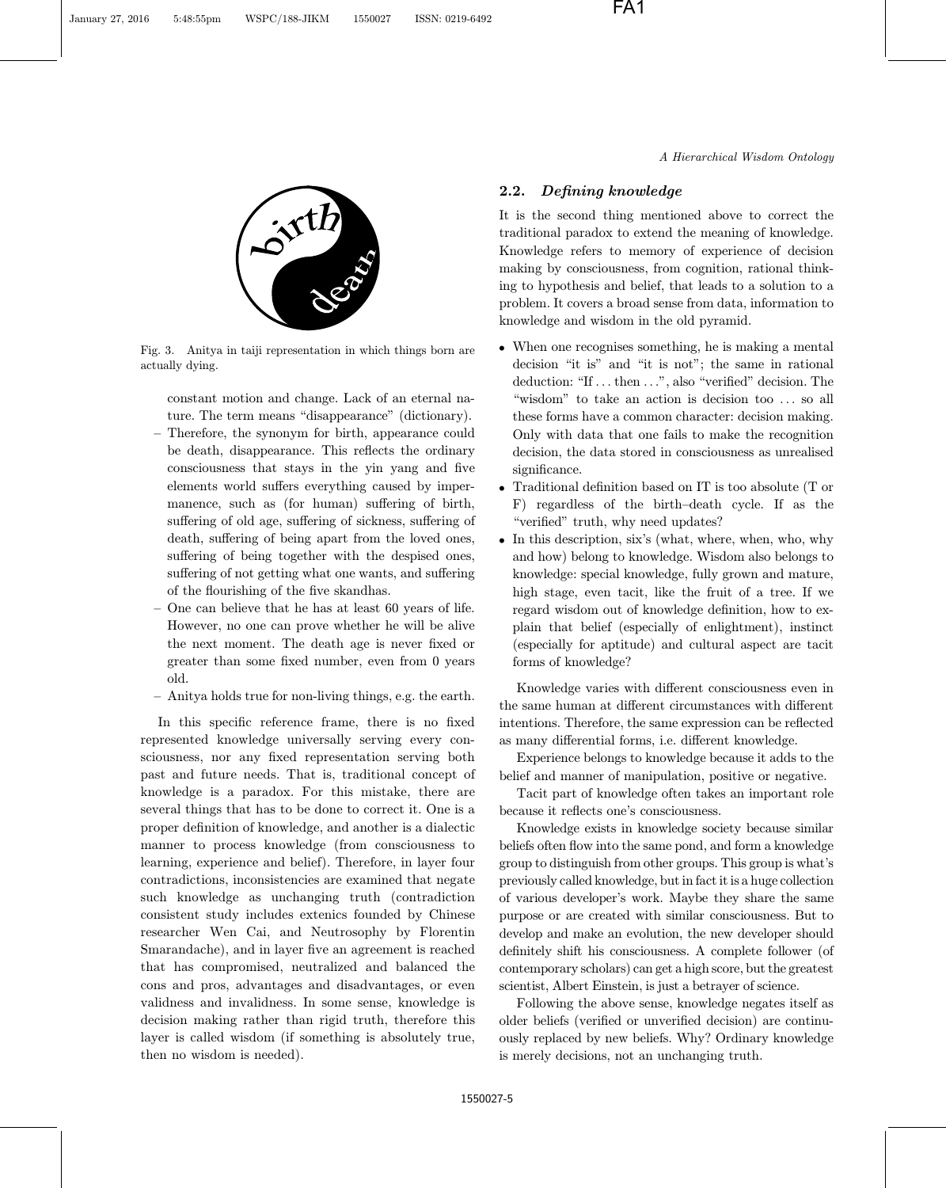Fig. 3. Anitya in taiji representation in which things born are actually dying.

constant motion and change. Lack of an eternal nature. The term means "disappearance" (dictionary).

- Therefore, the synonym for birth, appearance could be death, disappearance. This reflects the ordinary consciousness that stays in the yin yang and five elements world suffers everything caused by impermanence, such as (for human) suffering of birth, suffering of old age, suffering of sickness, suffering of death, suffering of being apart from the loved ones, suffering of being together with the despised ones, suffering of not getting what one wants, and suffering of the flourishing of the five skandhas.
- One can believe that he has at least 60 years of life. However, no one can prove whether he will be alive the next moment. The death age is never fixed or greater than some fixed number, even from 0 years old.
- Anitya holds true for non-living things, e.g. the earth.

In this specific reference frame, there is no fixed represented knowledge universally serving every consciousness, nor any fixed representation serving both past and future needs. That is, traditional concept of knowledge is a paradox. For this mistake, there are several things that has to be done to correct it. One is a proper definition of knowledge, and another is a dialectic manner to process knowledge (from consciousness to learning, experience and belief). Therefore, in layer four contradictions, inconsistencies are examined that negate such knowledge as unchanging truth (contradiction consistent study includes extenics founded by Chinese researcher Wen Cai, and Neutrosophy by Florentin Smarandache), and in layer five an agreement is reached that has compromised, neutralized and balanced the cons and pros, advantages and disadvantages, or even validness and invalidness. In some sense, knowledge is decision making rather than rigid truth, therefore this layer is called wisdom (if something is absolutely true, then no wisdom is needed).

## 2.2. *Defining knowledge*

It is the second thing mentioned above to correct the traditional paradox to extend the meaning of knowledge. Knowledge refers to memory of experience of decision making by consciousness, from cognition, rational thinking to hypothesis and belief, that leads to a solution to a problem. It covers a broad sense from data, information to knowledge and wisdom in the old pyramid.

- When one recognises something, he is making a mental decision "it is" and "it is not"; the same in rational deduction: "If ... then ...", also "verified" decision. The "wisdom" to take an action is decision too ... so all these forms have a common character: decision making. Only with data that one fails to make the recognition decision, the data stored in consciousness as unrealised significance.
- Traditional definition based on IT is too absolute (T or F) regardless of the birth–death cycle. If as the "verified" truth, why need updates?
- In this description, six's (what, where, when, who, why and how) belong to knowledge. Wisdom also belongs to knowledge: special knowledge, fully grown and mature, high stage, even tacit, like the fruit of a tree. If we regard wisdom out of knowledge definition, how to explain that belief (especially of enlightment), instinct (especially for aptitude) and cultural aspect are tacit forms of knowledge?

Knowledge varies with different consciousness even in the same human at different circumstances with different intentions. Therefore, the same expression can be reflected as many differential forms, i.e. different knowledge.

Experience belongs to knowledge because it adds to the belief and manner of manipulation, positive or negative.

Tacit part of knowledge often takes an important role because it reflects one's consciousness.

Knowledge exists in knowledge society because similar beliefs often flow into the same pond, and form a knowledge group to distinguish from other groups. This group is what's previously called knowledge, but in fact it is a huge collection of various developer's work. Maybe they share the same purpose or are created with similar consciousness. But to develop and make an evolution, the new developer should definitely shift his consciousness. A complete follower (of contemporary scholars) can get a high score, but the greatest scientist, Albert Einstein, is just a betrayer of science.

Following the above sense, knowledge negates itself as older beliefs (verified or unverified decision) are continuously replaced by new beliefs. Why? Ordinary knowledge is merely decisions, not an unchanging truth.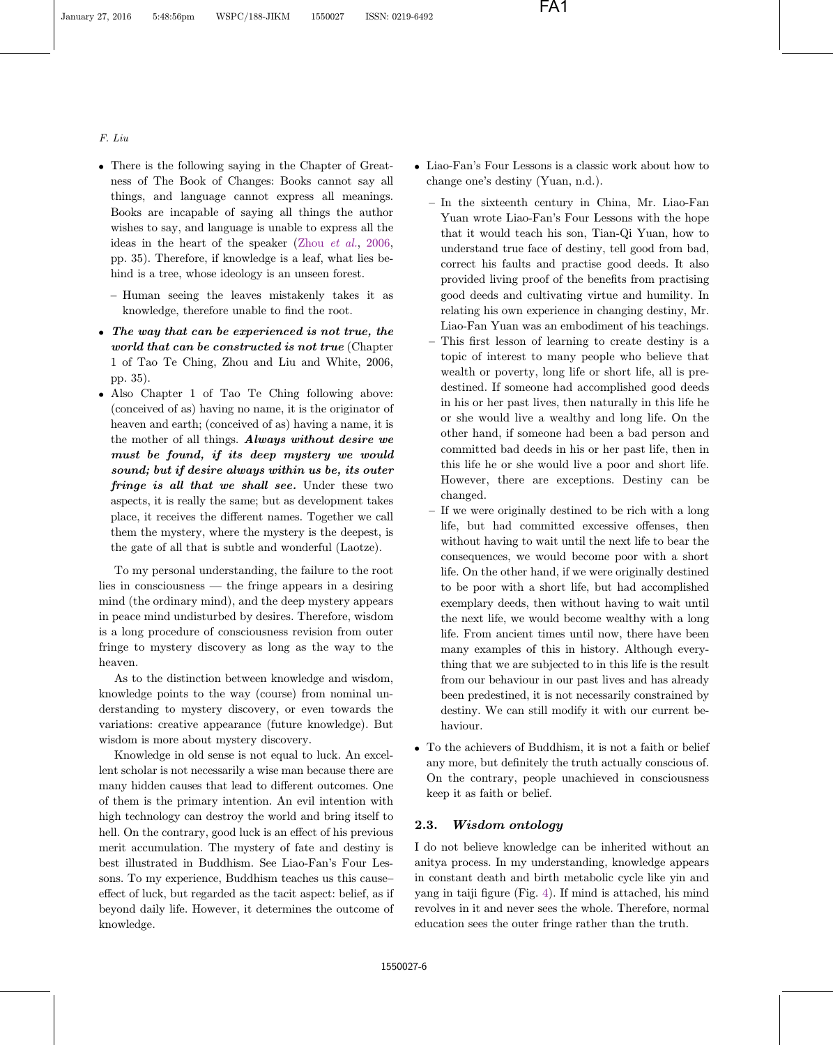- There is the following saying in the Chapter of Greatness of The Book of Changes: Books cannot say all things, and language cannot express all meanings. Books are incapable of saying all things the author wishes to say, and language is unable to express all the ideas in the heart of the speaker (Zhou *et al.*, 2006, pp. 35). Therefore, if knowledge is a leaf, what lies behind is a tree, whose ideology is an unseen forest.
  - Human seeing the leaves mistakenly takes it as knowledge, therefore unable to find the root.
- ***The way that can be experienced is not true, the world that can be constructed is not true*** (Chapter 1 of Tao Te Ching, Zhou and Liu and White, 2006, pp. 35).
- Also Chapter 1 of Tao Te Ching following above: (conceived of as) having no name, it is the originator of heaven and earth; (conceived of as) having a name, it is the mother of all things. ***Always without desire we must be found, if its deep mystery we would sound; but if desire always within us be, its outer fringe is all that we shall see.*** Under these two aspects, it is really the same; but as development takes place, it receives the different names. Together we call them the mystery, where the mystery is the deepest, is the gate of all that is subtle and wonderful (Laotze).

To my personal understanding, the failure to the root lies in consciousness — the fringe appears in a desiring mind (the ordinary mind), and the deep mystery appears in peace mind undisturbed by desires. Therefore, wisdom is a long procedure of consciousness revision from outer fringe to mystery discovery as long as the way to the heaven.

As to the distinction between knowledge and wisdom, knowledge points to the way (course) from nominal understanding to mystery discovery, or even towards the variations: creative appearance (future knowledge). But wisdom is more about mystery discovery.

Knowledge in old sense is not equal to luck. An excellent scholar is not necessarily a wise man because there are many hidden causes that lead to different outcomes. One of them is the primary intention. An evil intention with high technology can destroy the world and bring itself to hell. On the contrary, good luck is an effect of his previous merit accumulation. The mystery of fate and destiny is best illustrated in Buddhism. See Liao-Fan's Four Lessons. To my experience, Buddhism teaches us this cause–effect of luck, but regarded as the tacit aspect: belief, as if beyond daily life. However, it determines the outcome of knowledge.

- Liao-Fan's Four Lessons is a classic work about how to change one's destiny (Yuan, n.d.).
  - In the sixteenth century in China, Mr. Liao-Fan Yuan wrote Liao-Fan's Four Lessons with the hope that it would teach his son, Tian-Qi Yuan, how to understand true face of destiny, tell good from bad, correct his faults and practise good deeds. It also provided living proof of the benefits from practising good deeds and cultivating virtue and humility. In relating his own experience in changing destiny, Mr. Liao-Fan Yuan was an embodiment of his teachings.
  - This first lesson of learning to create destiny is a topic of interest to many people who believe that wealth or poverty, long life or short life, all is predestined. If someone had accomplished good deeds in his or her past lives, then naturally in this life he or she would live a wealthy and long life. On the other hand, if someone had been a bad person and committed bad deeds in his or her past life, then in this life he or she would live a poor and short life. However, there are exceptions. Destiny can be changed.
  - If we were originally destined to be rich with a long life, but had committed excessive offenses, then without having to wait until the next life to bear the consequences, we would become poor with a short life. On the other hand, if we were originally destined to be poor with a short life, but had accomplished exemplary deeds, then without having to wait until the next life, we would become wealthy with a long life. From ancient times until now, there have been many examples of this in history. Although everything that we are subjected to in this life is the result from our behaviour in our past lives and has already been predestined, it is not necessarily constrained by destiny. We can still modify it with our current behaviour.
- To the achievers of Buddhism, it is not a faith or belief any more, but definitely the truth actually conscious of. On the contrary, people unachieved in consciousness keep it as faith or belief.

### 2.3. *Wisdom ontology*

I do not believe knowledge can be inherited without an anitya process. In my understanding, knowledge appears in constant death and birth metabolic cycle like yin and yang in taiji figure (Fig. 4). If mind is attached, his mind revolves in it and never sees the whole. Therefore, normal education sees the outer fringe rather than the truth.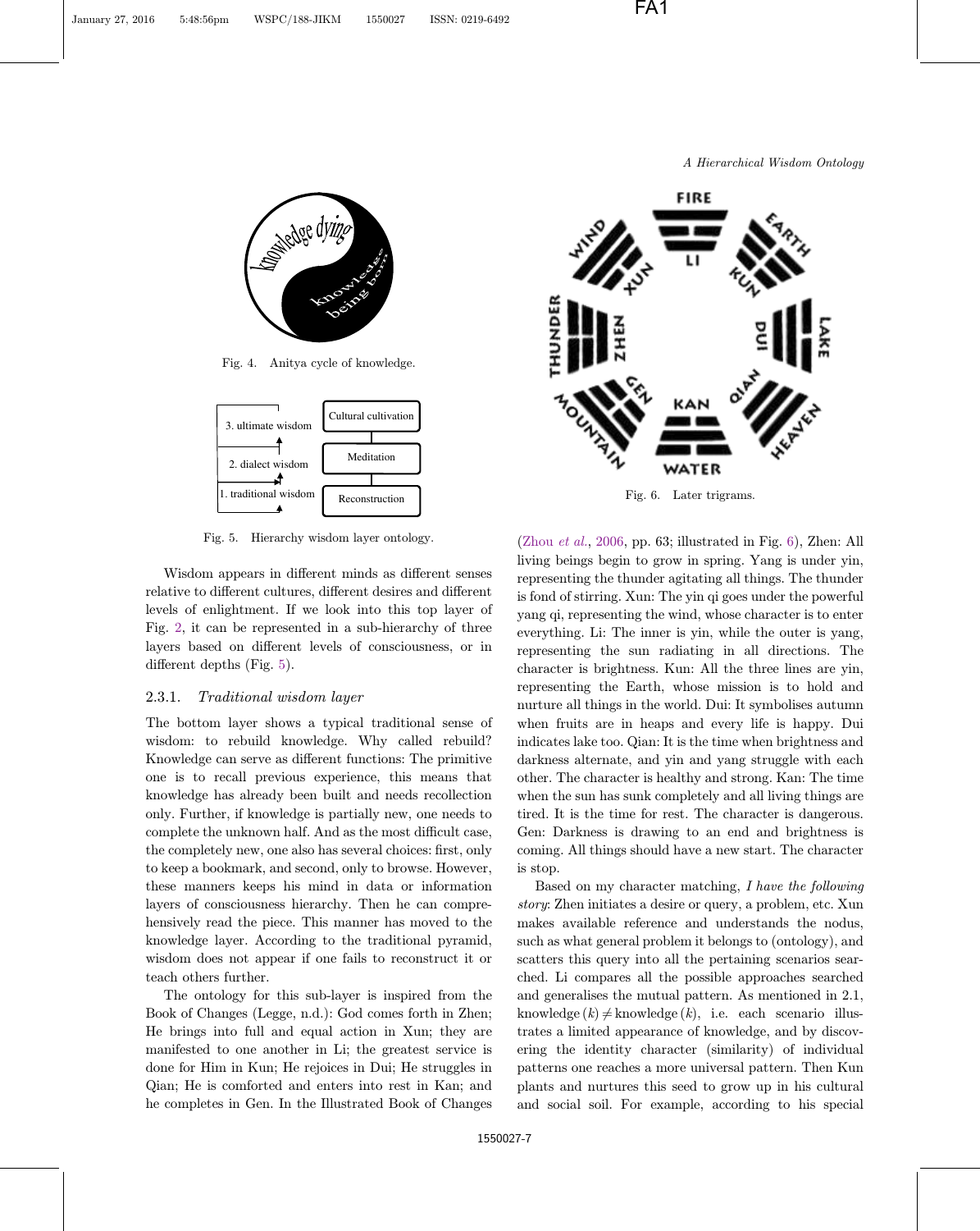Fig. 4. Anitya cycle of knowledge.

Fig. 5. Hierarchy wisdom layer ontology.

Wisdom appears in different minds as different senses relative to different cultures, different desires and different levels of enlightenment. If we look into this top layer of Fig. 2, it can be represented in a sub-hierarchy of three layers based on different levels of consciousness, or in different depths (Fig. 5).

### 2.3.1. *Traditional wisdom layer*

The bottom layer shows a typical traditional sense of wisdom: to rebuild knowledge. Why called rebuild? Knowledge can serve as different functions: The primitive one is to recall previous experience, this means that knowledge has already been built and needs recollection only. Further, if knowledge is partially new, one needs to complete the unknown half. And as the most difficult case, the completely new, one also has several choices: first, only to keep a bookmark, and second, only to browse. However, these manners keeps his mind in data or information layers of consciousness hierarchy. Then he can comprehensively read the piece. This manner has moved to the knowledge layer. According to the traditional pyramid, wisdom does not appear if one fails to reconstruct it or teach others further.

The ontology for this sub-layer is inspired from the Book of Changes (Legge, n.d.): God comes forth in Zhen; He brings into full and equal action in Xun; they are manifested to one another in Li; the greatest service is done for Him in Kun; He rejoices in Dui; He struggles in Qian; He is comforted and enters into rest in Kan; and he completes in Gen. In the Illustrated Book of Changes (Zhou *et al.*, 2006, pp. 63; illustrated in Fig. 6), Zhen: All living beings begin to grow in spring. Yang is under yin, representing the thunder agitating all things. The thunder is fond of stirring. Xun: The yin qi goes under the powerful yang qi, representing the wind, whose character is to enter everything. Li: The inner is yin, while the outer is yang, representing the sun radiating in all directions. The character is brightness. Kun: All the three lines are yin, representing the Earth, whose mission is to hold and nurture all things in the world. Dui: It symbolises autumn when fruits are in heaps and every life is happy. Dui indicates lake too. Qian: It is the time when brightness and darkness alternate, and yin and yang struggle with each other. The character is healthy and strong. Kan: The time when the sun has sunk completely and all living things are tired. It is the time for rest. The character is dangerous. Gen: Darkness is drawing to an end and brightness is coming. All things should have a new start. The character is stop.

Fig. 6. Later trigrams.

Based on my character matching, *I have the following story*: Zhen initiates a desire or query, a problem, etc. Xun makes available reference and understands the nodus, such as what general problem it belongs to (ontology), and scatters this query into all the pertaining scenarios searched. Li compares all the possible approaches searched and generalises the mutual pattern. As mentioned in 2.1, knowledge $(k) \neq$ knowledge $(k)$, i.e. each scenario illustrates a limited appearance of knowledge, and by discovering the identity character (similarity) of individual patterns one reaches a more universal pattern. Then Kun plants and nurtures this seed to grow up in his cultural and social soil. For example, according to his special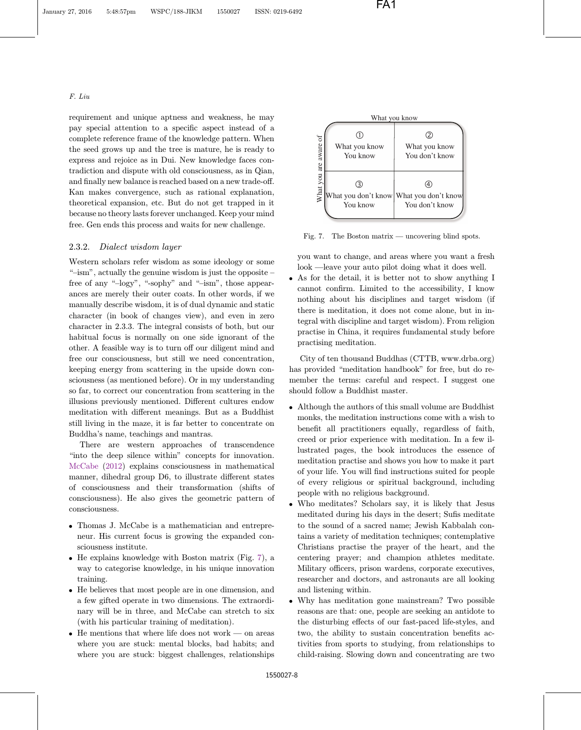requirement and unique aptness and weakness, he may pay special attention to a specific aspect instead of a complete reference frame of the knowledge pattern. When the seed grows up and the tree is mature, he is ready to express and rejoice as in Dui. New knowledge faces contradiction and dispute with old consciousness, as in Qian, and finally new balance is reached based on a new trade-off. Kan makes convergence, such as rational explanation, theoretical expansion, etc. But do not get trapped in it because no theory lasts forever unchanged. Keep your mind free. Gen ends this process and waits for new challenge.

### 2.3.2. *Dialect wisdom layer*

Western scholars refer wisdom as some ideology or some "–ism", actually the genuine wisdom is just the opposite – free of any "–logy", "-sophy" and "–ism", those appearances are merely their outer coats. In other words, if we manually describe wisdom, it is of dual dynamic and static character (in book of changes view), and even in zero character in 2.3.3. The integral consists of both, but our habitual focus is normally on one side ignorant of the other. A feasible way is to turn off our diligent mind and free our consciousness, but still we need concentration, keeping energy from scattering in the upside down consciousness (as mentioned before). Or in my understanding so far, to correct our concentration from scattering in the illusions previously mentioned. Different cultures endow meditation with different meanings. But as a Buddhist still living in the maze, it is far better to concentrate on Buddha's name, teachings and mantras.

There are western approaches of transcendence "into the deep silence within" concepts for innovation. McCabe (2012) explains consciousness in mathematical manner, dihedral group D6, to illustrate different states of consciousness and their transformation (shifts of consciousness). He also gives the geometric pattern of consciousness.

- Thomas J. McCabe is a mathematician and entrepreneur. His current focus is growing the expanded consciousness institute.
- He explains knowledge with Boston matrix (Fig. 7), a way to categorise knowledge, in his unique innovation training.
- He believes that most people are in one dimension, and a few gifted operate in two dimensions. The extraordinary will be in three, and McCabe can stretch to six (with his particular training of meditation).
- He mentions that where life does not work — on areas where you are stuck: mental blocks, bad habits; and where you are stuck: biggest challenges, relationships you want to change, and areas where you want a fresh look —leave your auto pilot doing what it does well.
- As for the detail, it is better not to show anything I cannot confirm. Limited to the accessibility, I know nothing about his disciplines and target wisdom (if there is meditation, it does not come alone, but in integral with discipline and target wisdom). From religion practise in China, it requires fundamental study before practising meditation.

| What you are aware of \ What you know | | |
|---|---|---|
| | ① What you know You know | ② What you know You don't know |
| | ③ What you don't know You know | ④ What you don't know You don't know |

Fig. 7. The Boston matrix — uncovering blind spots.

City of ten thousand Buddhas (CTTB, www.drba.org) has provided "meditation handbook" for free, but do remember the terms: careful and respect. I suggest one should follow a Buddhist master.

- Although the authors of this small volume are Buddhist monks, the meditation instructions come with a wish to benefit all practitioners equally, regardless of faith, creed or prior experience with meditation. In a few illustrated pages, the book introduces the essence of meditation practise and shows you how to make it part of your life. You will find instructions suited for people of every religious or spiritual background, including people with no religious background.
- Who meditates? Scholars say, it is likely that Jesus meditated during his days in the desert; Sufis meditate to the sound of a sacred name; Jewish Kabbalah contains a variety of meditation techniques; contemplative Christians practise the prayer of the heart, and the centering prayer; and champion athletes meditate. Military officers, prison wardens, corporate executives, researcher and doctors, and astronauts are all looking and listening within.
- Why has meditation gone mainstream? Two possible reasons are that: one, people are seeking an antidote to the disturbing effects of our fast-paced life-styles, and two, the ability to sustain concentration benefits activities from sports to studying, from relationships to child-raising. Slowing down and concentrating are two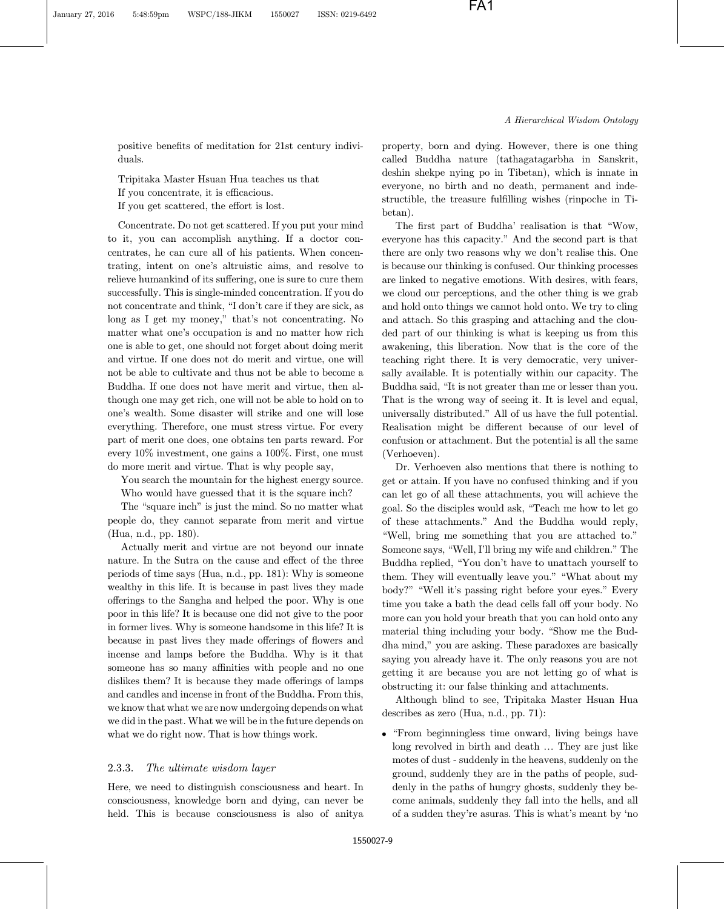positive benefits of meditation for 21st century individuals.

Tripitaka Master Hsuan Hua teaches us that
If you concentrate, it is efficacious.
If you get scattered, the effort is lost.

Concentrate. Do not get scattered. If you put your mind to it, you can accomplish anything. If a doctor concentrates, he can cure all of his patients. When concentrating, intent on one's altruistic aims, and resolve to relieve humankind of its suffering, one is sure to cure them successfully. This is single-minded concentration. If you do not concentrate and think, "I don't care if they are sick, as long as I get my money," that's not concentrating. No matter what one's occupation is and no matter how rich one is able to get, one should not forget about doing merit and virtue. If one does not do merit and virtue, one will not be able to cultivate and thus not be able to become a Buddha. If one does not have merit and virtue, then although one may get rich, one will not be able to hold on to one's wealth. Some disaster will strike and one will lose everything. Therefore, one must stress virtue. For every part of merit one does, one obtains ten parts reward. For every 10% investment, one gains a 100%. First, one must do more merit and virtue. That is why people say,

You search the mountain for the highest energy source.
Who would have guessed that it is the square inch?

The "square inch" is just the mind. So no matter what people do, they cannot separate from merit and virtue (Hua, n.d., pp. 180).

Actually merit and virtue are not beyond our innate nature. In the Sutra on the cause and effect of the three periods of time says (Hua, n.d., pp. 181): Why is someone wealthy in this life. It is because in past lives they made offerings to the Sangha and helped the poor. Why is one poor in this life? It is because one did not give to the poor in former lives. Why is someone handsome in this life? It is because in past lives they made offerings of flowers and incense and lamps before the Buddha. Why is it that someone has so many affinities with people and no one dislikes them? It is because they made offerings of lamps and candles and incense in front of the Buddha. From this, we know that what we are now undergoing depends on what we did in the past. What we will be in the future depends on what we do right now. That is how things work.

### 2.3.3. *The ultimate wisdom layer*

Here, we need to distinguish consciousness and heart. In consciousness, knowledge born and dying, can never be held. This is because consciousness is also of anitya property, born and dying. However, there is one thing called Buddha nature (tathagatagarbha in Sanskrit, deshin shekpe nying po in Tibetan), which is innate in everyone, no birth and no death, permanent and indestructible, the treasure fulfilling wishes (rinpoche in Tibetan).

The first part of Buddha' realisation is that "Wow, everyone has this capacity." And the second part is that there are only two reasons why we don't realise this. One is because our thinking is confused. Our thinking processes are linked to negative emotions. With desires, with fears, we cloud our perceptions, and the other thing is we grab and hold onto things we cannot hold onto. We try to cling and attach. So this grasping and attaching and the clouded part of our thinking is what is keeping us from this awakening, this liberation. Now that is the core of the teaching right there. It is very democratic, very universally available. It is potentially within our capacity. The Buddha said, "It is not greater than me or lesser than you. That is the wrong way of seeing it. It is level and equal, universally distributed." All of us have the full potential. Realisation might be different because of our level of confusion or attachment. But the potential is all the same (Verhoeven).

Dr. Verhoeven also mentions that there is nothing to get or attain. If you have no confused thinking and if you can let go of all these attachments, you will achieve the goal. So the disciples would ask, "Teach me how to let go of these attachments." And the Buddha would reply, "Well, bring me something that you are attached to." Someone says, "Well, I'll bring my wife and children." The Buddha replied, "You don't have to unattach yourself to them. They will eventually leave you." "What about my body?" "Well it's passing right before your eyes." Every time you take a bath the dead cells fall off your body. No more can you hold your breath that you can hold onto any material thing including your body. "Show me the Buddha mind," you are asking. These paradoxes are basically saying you already have it. The only reasons you are not getting it are because you are not letting go of what is obstructing it: our false thinking and attachments.

Although blind to see, Tripitaka Master Hsuan Hua describes as zero (Hua, n.d., pp. 71):

- "From beginningless time onward, living beings have long revolved in birth and death … They are just like motes of dust - suddenly in the heavens, suddenly on the ground, suddenly they are in the paths of people, suddenly in the paths of hungry ghosts, suddenly they become animals, suddenly they fall into the hells, and all of a sudden they're asuras. This is what's meant by 'no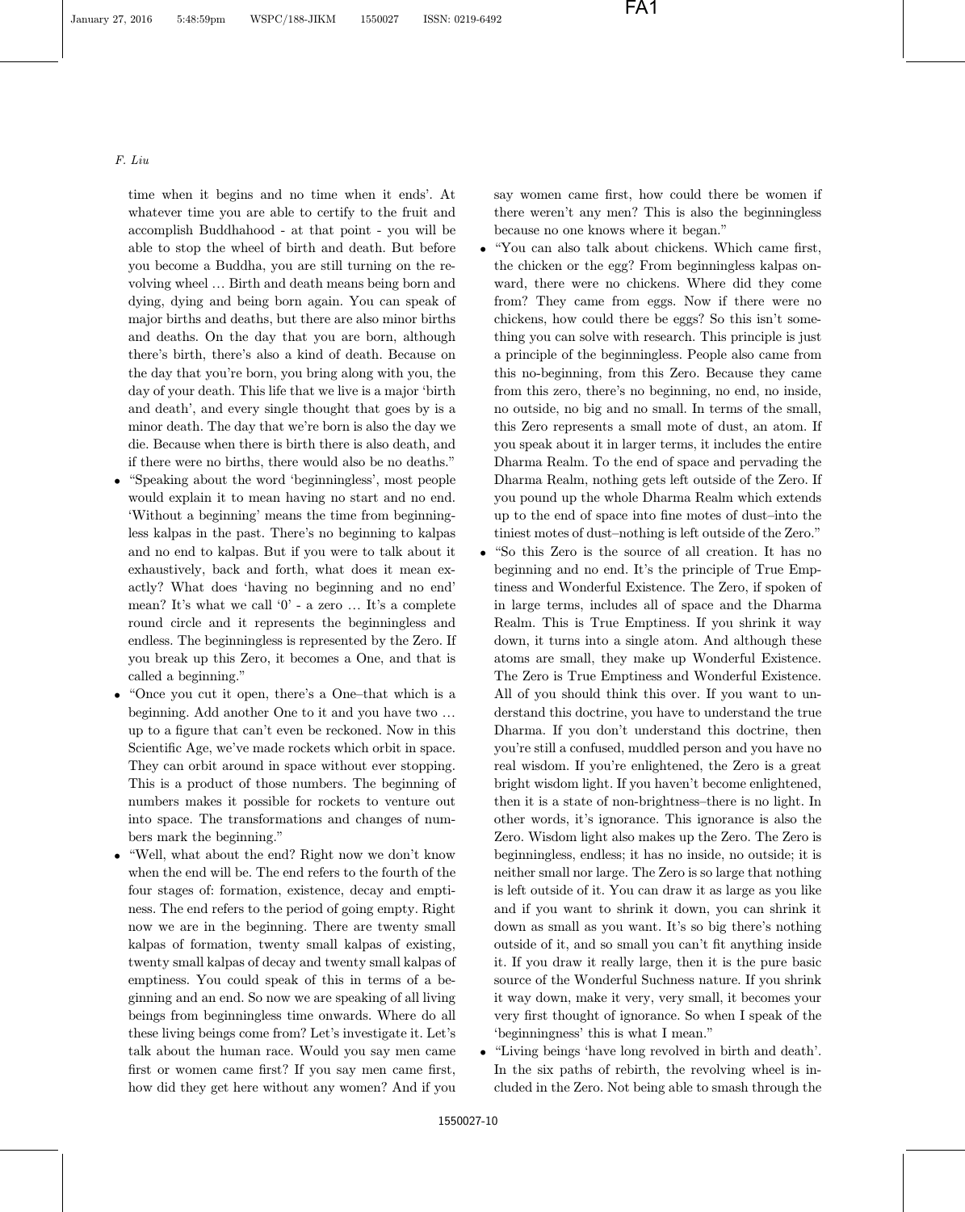time when it begins and no time when it ends'. At whatever time you are able to certify to the fruit and accomplish Buddhahood - at that point - you will be able to stop the wheel of birth and death. But before you become a Buddha, you are still turning on the revolving wheel … Birth and death means being born and dying, dying and being born again. You can speak of major births and deaths, but there are also minor births and deaths. On the day that you are born, although there's birth, there's also a kind of death. Because on the day that you're born, you bring along with you, the day of your death. This life that we live is a major 'birth and death', and every single thought that goes by is a minor death. The day that we're born is also the day we die. Because when there is birth there is also death, and if there were no births, there would also be no deaths."

- "Speaking about the word 'beginningless', most people would explain it to mean having no start and no end. 'Without a beginning' means the time from beginningless kalpas in the past. There's no beginning to kalpas and no end to kalpas. But if you were to talk about it exhaustively, back and forth, what does it mean exactly? What does 'having no beginning and no end' mean? It's what we call '0' - a zero … It's a complete round circle and it represents the beginningless and endless. The beginningless is represented by the Zero. If you break up this Zero, it becomes a One, and that is called a beginning."
- "Once you cut it open, there's a One–that which is a beginning. Add another One to it and you have two … up to a figure that can't even be reckoned. Now in this Scientific Age, we've made rockets which orbit in space. They can orbit around in space without ever stopping. This is a product of those numbers. The beginning of numbers makes it possible for rockets to venture out into space. The transformations and changes of numbers mark the beginning."
- "Well, what about the end? Right now we don't know when the end will be. The end refers to the fourth of the four stages of: formation, existence, decay and emptiness. The end refers to the period of going empty. Right now we are in the beginning. There are twenty small kalpas of formation, twenty small kalpas of existing, twenty small kalpas of decay and twenty small kalpas of emptiness. You could speak of this in terms of a beginning and an end. So now we are speaking of all living beings from beginningless time onwards. Where do all these living beings come from? Let's investigate it. Let's talk about the human race. Would you say men came first or women came first? If you say men came first, how did they get here without any women? And if you say women came first, how could there be women if there weren't any men? This is also the beginningless because no one knows where it began."
- "You can also talk about chickens. Which came first, the chicken or the egg? From beginningless kalpas onward, there were no chickens. Where did they come from? They came from eggs. Now if there were no chickens, how could there be eggs? So this isn't something you can solve with research. This principle is just a principle of the beginningless. People also came from this no-beginning, from this Zero. Because they came from this zero, there's no beginning, no end, no inside, no outside, no big and no small. In terms of the small, this Zero represents a small mote of dust, an atom. If you speak about it in larger terms, it includes the entire Dharma Realm. To the end of space and pervading the Dharma Realm, nothing gets left outside of the Zero. If you pound up the whole Dharma Realm which extends up to the end of space into fine motes of dust–into the tiniest motes of dust–nothing is left outside of the Zero."
- "So this Zero is the source of all creation. It has no beginning and no end. It's the principle of True Emptiness and Wonderful Existence. The Zero, if spoken of in large terms, includes all of space and the Dharma Realm. This is True Emptiness. If you shrink it way down, it turns into a single atom. And although these atoms are small, they make up Wonderful Existence. The Zero is True Emptiness and Wonderful Existence. All of you should think this over. If you want to understand this doctrine, you have to understand the true Dharma. If you don't understand this doctrine, then you're still a confused, muddled person and you have no real wisdom. If you're enlightened, the Zero is a great bright wisdom light. If you haven't become enlightened, then it is a state of non-brightness–there is no light. In other words, it's ignorance. This ignorance is also the Zero. Wisdom light also makes up the Zero. The Zero is beginningless, endless; it has no inside, no outside; it is neither small nor large. The Zero is so large that nothing is left outside of it. You can draw it as large as you like and if you want to shrink it down, you can shrink it down as small as you want. It's so big there's nothing outside of it, and so small you can't fit anything inside it. If you draw it really large, then it is the pure basic source of the Wonderful Suchness nature. If you shrink it way down, make it very, very small, it becomes your very first thought of ignorance. So when I speak of the 'beginningness' this is what I mean."
- "Living beings 'have long revolved in birth and death'. In the six paths of rebirth, the revolving wheel is included in the Zero. Not being able to smash through the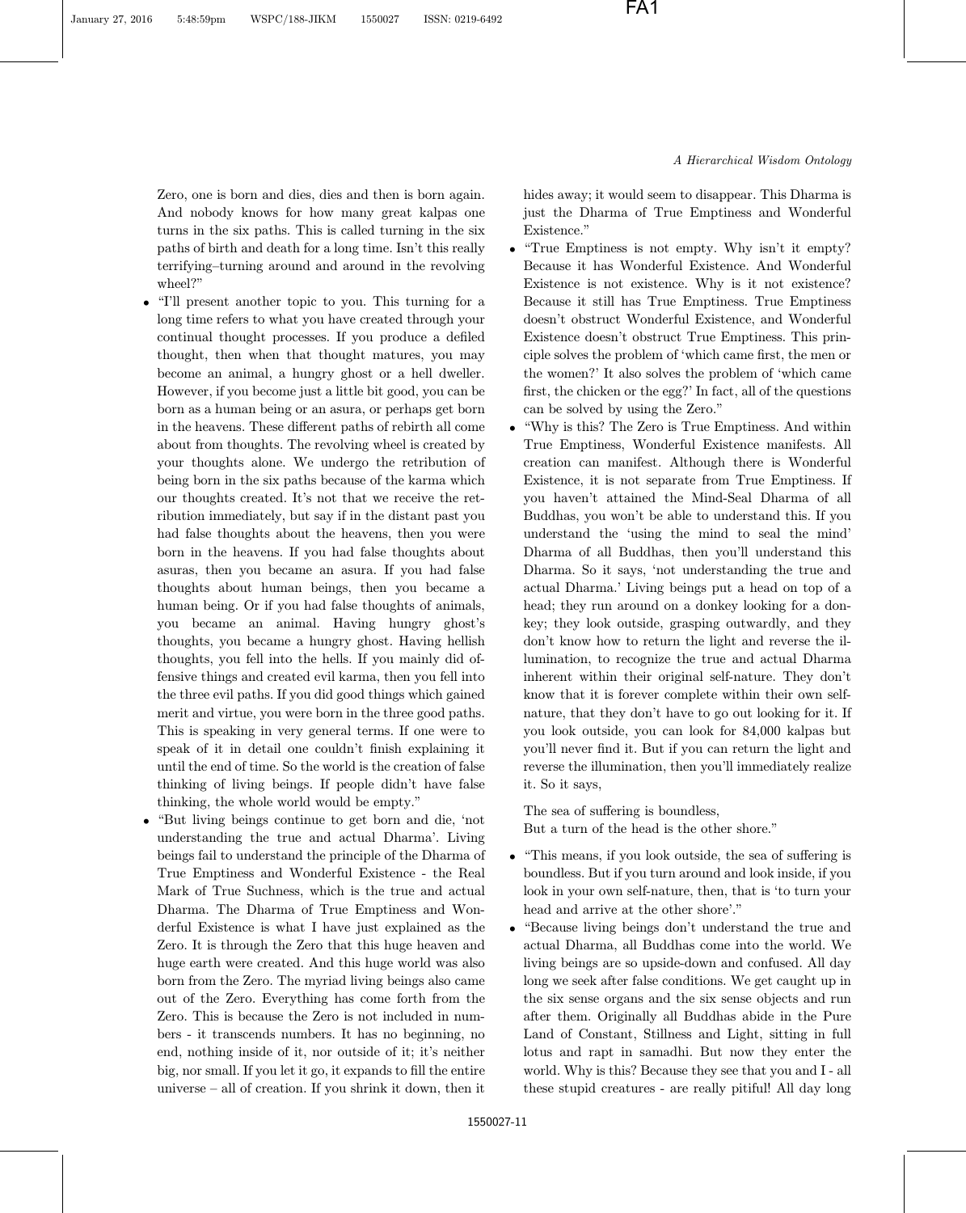Zero, one is born and dies, dies and then is born again. And nobody knows for how many great kalpas one turns in the six paths. This is called turning in the six paths of birth and death for a long time. Isn't this really terrifying–turning around and around in the revolving wheel?"

- "I'll present another topic to you. This turning for a long time refers to what you have created through your continual thought processes. If you produce a defiled thought, then when that thought matures, you may become an animal, a hungry ghost or a hell dweller. However, if you become just a little bit good, you can be born as a human being or an asura, or perhaps get born in the heavens. These different paths of rebirth all come about from thoughts. The revolving wheel is created by your thoughts alone. We undergo the retribution of being born in the six paths because of the karma which our thoughts created. It's not that we receive the retribution immediately, but say if in the distant past you had false thoughts about the heavens, then you were born in the heavens. If you had false thoughts about asuras, then you became an asura. If you had false thoughts about human beings, then you became a human being. Or if you had false thoughts of animals, you became an animal. Having hungry ghost's thoughts, you became a hungry ghost. Having hellish thoughts, you fell into the hells. If you mainly did offensive things and created evil karma, then you fell into the three evil paths. If you did good things which gained merit and virtue, you were born in the three good paths. This is speaking in very general terms. If one were to speak of it in detail one couldn't finish explaining it until the end of time. So the world is the creation of false thinking of living beings. If people didn't have false thinking, the whole world would be empty."
- "But living beings continue to get born and die, 'not understanding the true and actual Dharma'. Living beings fail to understand the principle of the Dharma of True Emptiness and Wonderful Existence - the Real Mark of True Suchness, which is the true and actual Dharma. The Dharma of True Emptiness and Wonderful Existence is what I have just explained as the Zero. It is through the Zero that this huge heaven and huge earth were created. And this huge world was also born from the Zero. The myriad living beings also came out of the Zero. Everything has come forth from the Zero. This is because the Zero is not included in numbers - it transcends numbers. It has no beginning, no end, nothing inside of it, nor outside of it; it's neither big, nor small. If you let it go, it expands to fill the entire universe – all of creation. If you shrink it down, then it hides away; it would seem to disappear. This Dharma is just the Dharma of True Emptiness and Wonderful Existence."
- "True Emptiness is not empty. Why isn't it empty? Because it has Wonderful Existence. And Wonderful Existence is not existence. Why is it not existence? Because it still has True Emptiness. True Emptiness doesn't obstruct Wonderful Existence, and Wonderful Existence doesn't obstruct True Emptiness. This principle solves the problem of 'which came first, the men or the women?' It also solves the problem of 'which came first, the chicken or the egg?' In fact, all of the questions can be solved by using the Zero."
- "Why is this? The Zero is True Emptiness. And within True Emptiness, Wonderful Existence manifests. All creation can manifest. Although there is Wonderful Existence, it is not separate from True Emptiness. If you haven't attained the Mind-Seal Dharma of all Buddhas, you won't be able to understand this. If you understand the 'using the mind to seal the mind' Dharma of all Buddhas, then you'll understand this Dharma. So it says, 'not understanding the true and actual Dharma.' Living beings put a head on top of a head; they run around on a donkey looking for a donkey; they look outside, grasping outwardly, and they don't know how to return the light and reverse the illumination, to recognize the true and actual Dharma inherent within their original self-nature. They don't know that it is forever complete within their own self-nature, that they don't have to go out looking for it. If you look outside, you can look for 84,000 kalpas but you'll never find it. But if you can return the light and reverse the illumination, then you'll immediately realize it. So it says,

  The sea of suffering is boundless,
  But a turn of the head is the other shore."
- "This means, if you look outside, the sea of suffering is boundless. But if you turn around and look inside, if you look in your own self-nature, then, that is 'to turn your head and arrive at the other shore'."
- "Because living beings don't understand the true and actual Dharma, all Buddhas come into the world. We living beings are so upside-down and confused. All day long we seek after false conditions. We get caught up in the six sense organs and the six sense objects and run after them. Originally all Buddhas abide in the Pure Land of Constant, Stillness and Light, sitting in full lotus and rapt in samadhi. But now they enter the world. Why is this? Because they see that you and I - all these stupid creatures - are really pitiful! All day long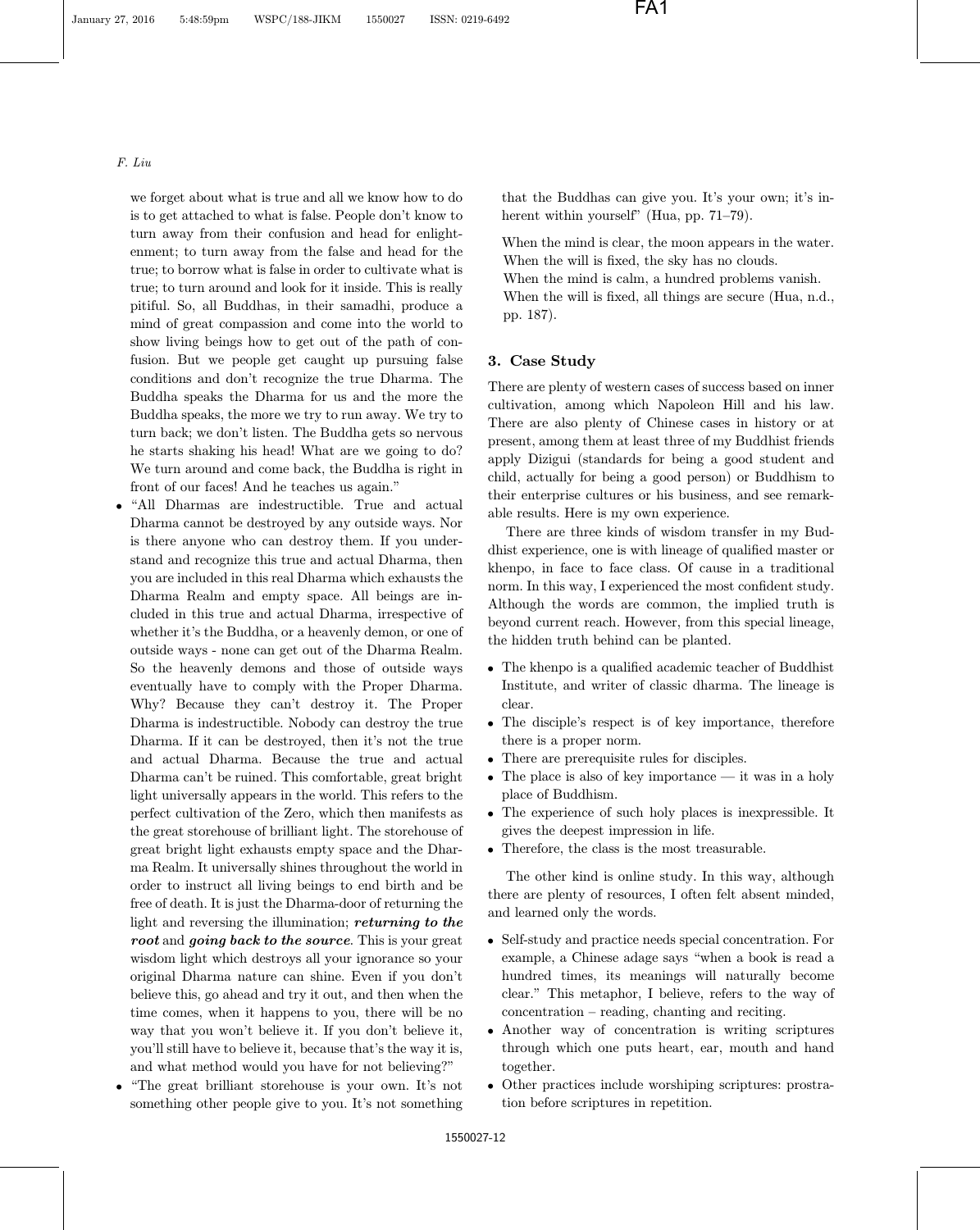we forget about what is true and all we know how to do is to get attached to what is false. People don't know to turn away from their confusion and head for enlightenment; to turn away from the false and head for the true; to borrow what is false in order to cultivate what is true; to turn around and look for it inside. This is really pitiful. So, all Buddhas, in their samadhi, produce a mind of great compassion and come into the world to show living beings how to get out of the path of confusion. But we people get caught up pursuing false conditions and don't recognize the true Dharma. The Buddha speaks the Dharma for us and the more the Buddha speaks, the more we try to run away. We try to turn back; we don't listen. The Buddha gets so nervous he starts shaking his head! What are we going to do? We turn around and come back, the Buddha is right in front of our faces! And he teaches us again."

- "All Dharmas are indestructible. True and actual Dharma cannot be destroyed by any outside ways. Nor is there anyone who can destroy them. If you understand and recognize this true and actual Dharma, then you are included in this real Dharma which exhausts the Dharma Realm and empty space. All beings are included in this true and actual Dharma, irrespective of whether it's the Buddha, or a heavenly demon, or one of outside ways - none can get out of the Dharma Realm. So the heavenly demons and those of outside ways eventually have to comply with the Proper Dharma. Why? Because they can't destroy it. The Proper Dharma is indestructible. Nobody can destroy the true Dharma. If it can be destroyed, then it's not the true and actual Dharma. Because the true and actual Dharma can't be ruined. This comfortable, great bright light universally appears in the world. This refers to the perfect cultivation of the Zero, which then manifests as the great storehouse of brilliant light. The storehouse of great bright light exhausts empty space and the Dharma Realm. It universally shines throughout the world in order to instruct all living beings to end birth and be free of death. It is just the Dharma-door of returning the light and reversing the illumination; ***returning to the root*** and ***going back to the source***. This is your great wisdom light which destroys all your ignorance so your original Dharma nature can shine. Even if you don't believe this, go ahead and try it out, and then when the time comes, when it happens to you, there will be no way that you won't believe it. If you don't believe it, you'll still have to believe it, because that's the way it is, and what method would you have for not believing?"
- "The great brilliant storehouse is your own. It's not something other people give to you. It's not something that the Buddhas can give you. It's your own; it's inherent within yourself" (Hua, pp. 71–79).

When the mind is clear, the moon appears in the water.
When the will is fixed, the sky has no clouds.
When the mind is calm, a hundred problems vanish.
When the will is fixed, all things are secure (Hua, n.d., pp. 187).

## 3. Case Study

There are plenty of western cases of success based on inner cultivation, among which Napoleon Hill and his law. There are also plenty of Chinese cases in history or at present, among them at least three of my Buddhist friends apply Dizigui (standards for being a good student and child, actually for being a good person) or Buddhism to their enterprise cultures or his business, and see remarkable results. Here is my own experience.

There are three kinds of wisdom transfer in my Buddhist experience, one is with lineage of qualified master or khenpo, in face to face class. Of cause in a traditional norm. In this way, I experienced the most confident study. Although the words are common, the implied truth is beyond current reach. However, from this special lineage, the hidden truth behind can be planted.

- The khenpo is a qualified academic teacher of Buddhist Institute, and writer of classic dharma. The lineage is clear.
- The disciple's respect is of key importance, therefore there is a proper norm.
- There are prerequisite rules for disciples.
- The place is also of key importance — it was in a holy place of Buddhism.
- The experience of such holy places is inexpressible. It gives the deepest impression in life.
- Therefore, the class is the most treasurable.

The other kind is online study. In this way, although there are plenty of resources, I often felt absent minded, and learned only the words.

- Self-study and practice needs special concentration. For example, a Chinese adage says "when a book is read a hundred times, its meanings will naturally become clear." This metaphor, I believe, refers to the way of concentration – reading, chanting and reciting.
- Another way of concentration is writing scriptures through which one puts heart, ear, mouth and hand together.
- Other practices include worshiping scriptures: prostration before scriptures in repetition.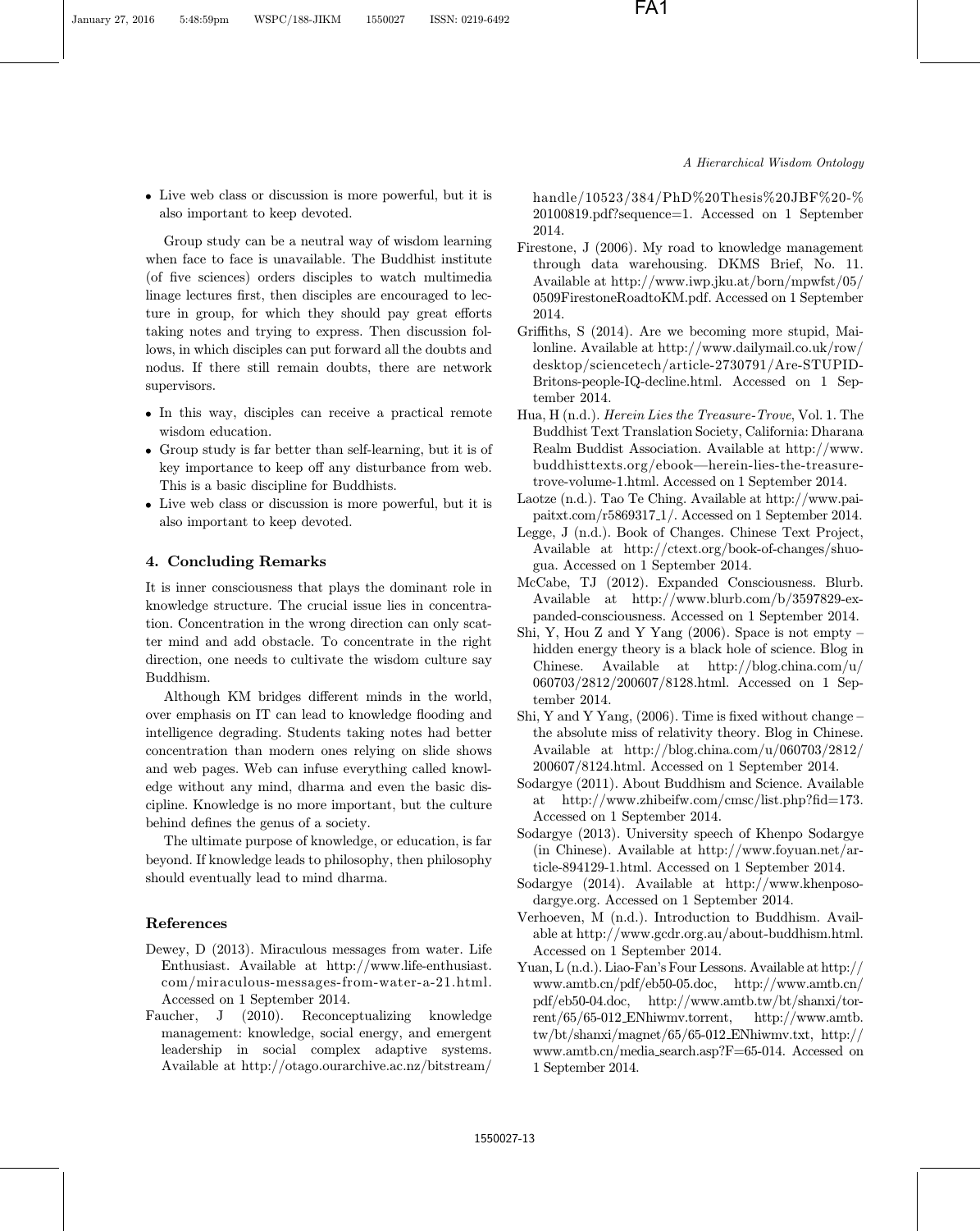- Live web class or discussion is more powerful, but it is also important to keep devoted.

Group study can be a neutral way of wisdom learning when face to face is unavailable. The Buddhist institute (of five sciences) orders disciples to watch multimedia linage lectures first, then disciples are encouraged to lecture in group, for which they should pay great efforts taking notes and trying to express. Then discussion follows, in which disciples can put forward all the doubts and nodus. If there still remain doubts, there are network supervisors.

- In this way, disciples can receive a practical remote wisdom education.
- Group study is far better than self-learning, but it is of key importance to keep off any disturbance from web. This is a basic discipline for Buddhists.
- Live web class or discussion is more powerful, but it is also important to keep devoted.

## 4. Concluding Remarks

It is inner consciousness that plays the dominant role in knowledge structure. The crucial issue lies in concentration. Concentration in the wrong direction can only scatter mind and add obstacle. To concentrate in the right direction, one needs to cultivate the wisdom culture say Buddhism.

Although KM bridges different minds in the world, over emphasis on IT can lead to knowledge flooding and intelligence degrading. Students taking notes had better concentration than modern ones relying on slide shows and web pages. Web can infuse everything called knowledge without any mind, dharma and even the basic discipline. Knowledge is no more important, but the culture behind defines the genus of a society.

The ultimate purpose of knowledge, or education, is far beyond. If knowledge leads to philosophy, then philosophy should eventually lead to mind dharma.

## References

Dewey, D (2013). Miraculous messages from water. Life Enthusiast. Available at http://www.life-enthusiast.com/miraculous-messages-from-water-a-21.html. Accessed on 1 September 2014.

Faucher, J (2010). Reconceptualizing knowledge management: knowledge, social energy, and emergent leadership in social complex adaptive systems. Available at http://otago.ourarchive.ac.nz/bitstream/handle/10523/384/PhD%20Thesis%20JBF%20-%20100819.pdf?sequence=1. Accessed on 1 September 2014.

Firestone, J (2006). My road to knowledge management through data warehousing. DKMS Brief, No. 11. Available at http://www.iwp.jku.at/born/mpwfst/05/0509FirestoneRoadtoKM.pdf. Accessed on 1 September 2014.

Griffiths, S (2014). Are we becoming more stupid, Mailonline. Available at http://www.dailymail.co.uk/row/desktop/sciencetech/article-2730791/Are-STUPID-Britons-people-IQ-decline.html. Accessed on 1 September 2014.

Hua, H (n.d.). *Herein Lies the Treasure-Trove*, Vol. 1. The Buddhist Text Translation Society, California: Dharana Realm Buddist Association. Available at http://www.buddhisttexts.org/ebook—herein-lies-the-treasure-trove-volume-1.html. Accessed on 1 September 2014.

Laotze (n.d.). Tao Te Ching. Available at http://www.paipaitxt.com/r5869317_1/. Accessed on 1 September 2014.

Legge, J (n.d.). Book of Changes. Chinese Text Project, Available at http://ctext.org/book-of-changes/shuo-gua. Accessed on 1 September 2014.

McCabe, TJ (2012). Expanded Consciousness. Blurb. Available at http://www.blurb.com/b/3597829-expanded-consciousness. Accessed on 1 September 2014.

Shi, Y, Hou Z and Y Yang (2006). Space is not empty – hidden energy theory is a black hole of science. Blog in Chinese. Available at http://blog.china.com/u/060703/2812/200607/8128.html. Accessed on 1 September 2014.

Shi, Y and Y Yang, (2006). Time is fixed without change – the absolute miss of relativity theory. Blog in Chinese. Available at http://blog.china.com/u/060703/2812/200607/8124.html. Accessed on 1 September 2014.

Sodargye (2011). About Buddhism and Science. Available at http://www.zhibeifw.com/cmsc/list.php?fid=173. Accessed on 1 September 2014.

Sodargye (2013). University speech of Khenpo Sodargye (in Chinese). Available at http://www.foyuan.net/article-894129-1.html. Accessed on 1 September 2014.

Sodargye (2014). Available at http://www.khenposodargye.org. Accessed on 1 September 2014.

Verhoeven, M (n.d.). Introduction to Buddhism. Available at http://www.gcdr.org.au/about-buddhism.html. Accessed on 1 September 2014.

Yuan, L (n.d.). Liao-Fan's Four Lessons. Available at http://www.amtb.cn/pdf/eb50-05.doc, http://www.amtb.cn/pdf/eb50-04.doc, http://www.amtb.tw/bt/shanxi/torrent/65/65-012_ENhiwmv.torrent, http://www.amtb.tw/bt/shanxi/magnet/65/65-012_ENhiwmv.txt, http://www.amtb.cn/media_search.asp?F=65-014. Accessed on 1 September 2014.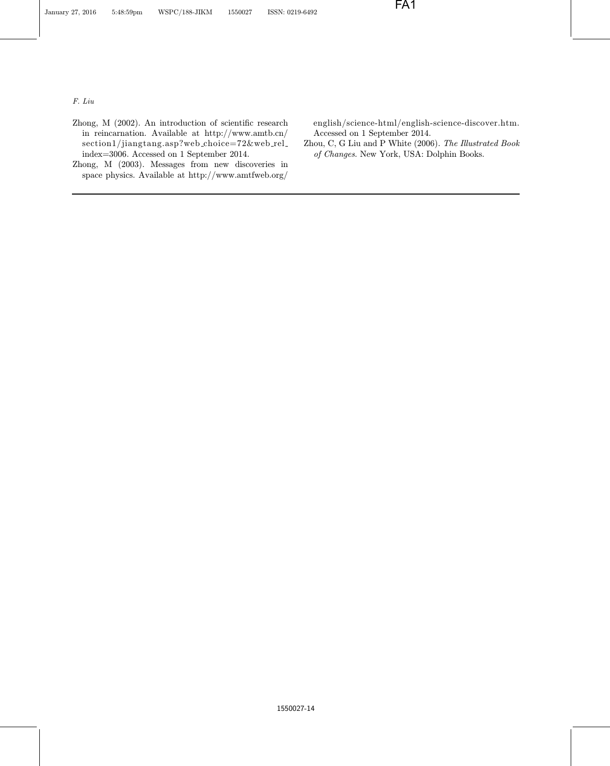Zhong, M (2002). An introduction of scientific research in reincarnation. Available at http://www.amtb.cn/section1/jiangtang.asp?web_choice=72&web_rel_index=3006. Accessed on 1 September 2014.

Zhong, M (2003). Messages from new discoveries in space physics. Available at http://www.amtfweb.org/english/science-html/english-science-discover.htm. Accessed on 1 September 2014.

Zhou, C, G Liu and P White (2006). *The Illustrated Book of Changes*. New York, USA: Dolphin Books.